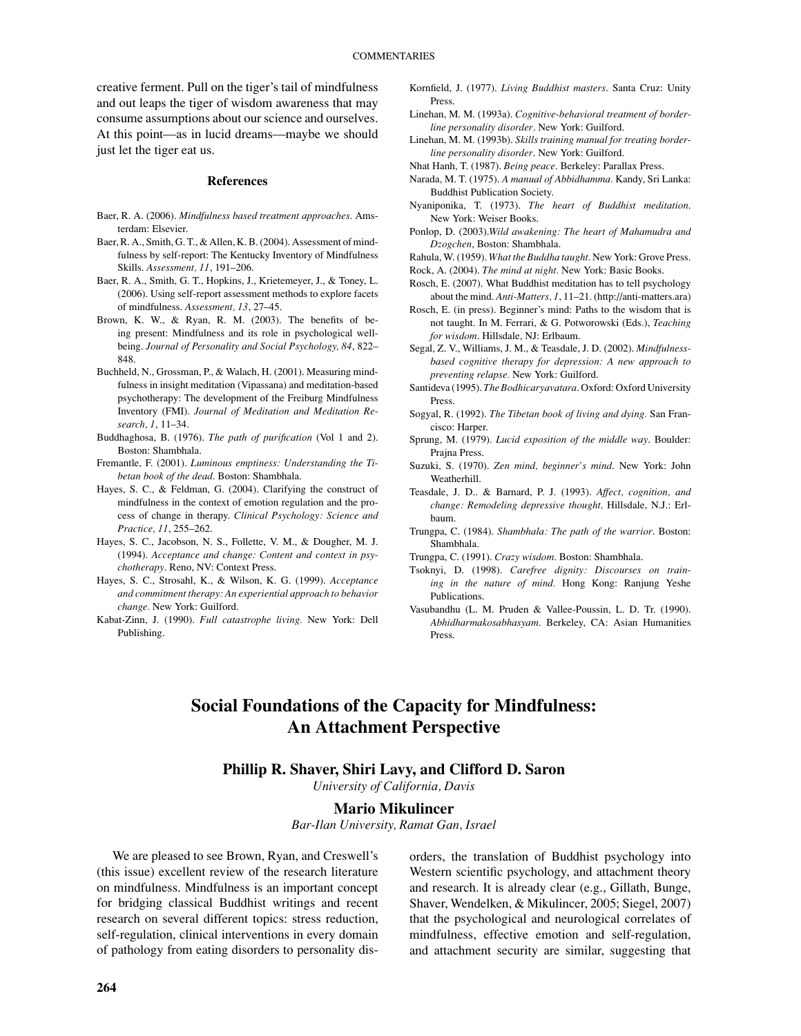creative ferment. Pull on the tiger's tail of mindfulness and out leaps the tiger of wisdom awareness that may consume assumptions about our science and ourselves. At this point—as in lucid dreams—maybe we should just let the tiger eat us.

### References

Baer, R. A. (2006). *Mindfulness based treatment approaches*. Amsterdam: Elsevier.

Baer, R. A., Smith, G. T., & Allen, K. B. (2004). Assessment of mindfulness by self-report: The Kentucky Inventory of Mindfulness Skills. *Assessment, 11*, 191–206.

Baer, R. A., Smith, G. T., Hopkins, J., Krietemeyer, J., & Toney, L. (2006). Using self-report assessment methods to explore facets of mindfulness. *Assessment, 13*, 27–45.

Brown, K. W., & Ryan, R. M. (2003). The benefits of being present: Mindfulness and its role in psychological well-being. *Journal of Personality and Social Psychology, 84*, 822–848.

Buchheld, N., Grossman, P., & Walach, H. (2001). Measuring mindfulness in insight meditation (Vipassana) and meditation-based psychotherapy: The development of the Freiburg Mindfulness Inventory (FMI). *Journal of Meditation and Meditation Research, 1*, 11–34.

Buddhaghosa, B. (1976). *The path of purification* (Vol 1 and 2). Boston: Shambhala.

Fremantle, F. (2001). *Luminous emptiness: Understanding the Tibetan book of the dead*. Boston: Shambhala.

Hayes, S. C., & Feldman, G. (2004). Clarifying the construct of mindfulness in the context of emotion regulation and the process of change in therapy. *Clinical Psychology: Science and Practice, 11*, 255–262.

Hayes, S. C., Jacobson, N. S., Follette, V. M., & Dougher, M. J. (1994). *Acceptance and change: Content and context in psychotherapy*. Reno, NV: Context Press.

Hayes, S. C., Strosahl, K., & Wilson, K. G. (1999). *Acceptance and commitment therapy: An experiential approach to behavior change*. New York: Guilford.

Kabat-Zinn, J. (1990). *Full catastrophe living*. New York: Dell Publishing.

Kornfield, J. (1977). *Living Buddhist masters*. Santa Cruz: Unity Press.

Linehan, M. M. (1993a). *Cognitive-behavioral treatment of borderline personality disorder*. New York: Guilford.

Linehan, M. M. (1993b). *Skills training manual for treating borderline personality disorder*. New York: Guilford.

Nhat Hanh, T. (1987). *Being peace*. Berkeley: Parallax Press.

Narada, M. T. (1975). *A manual of Abbidhamma*. Kandy, Sri Lanka: Buddhist Publication Society.

Nyaniponika, T. (1973). *The heart of Buddhist meditation*. New York: Weiser Books.

Ponlop, D. (2003).*Wild awakening: The heart of Mahamudra and Dzogchen*, Boston: Shambhala.

Rahula, W. (1959). *What the Buddha taught*. New York: Grove Press.

Rock, A. (2004). *The mind at night*. New York: Basic Books.

Rosch, E. (2007). What Buddhist meditation has to tell psychology about the mind. *Anti-Matters, 1*, 11–21. (http://anti-matters.ara)

Rosch, E. (in press). Beginner's mind: Paths to the wisdom that is not taught. In M. Ferrari, & G. Potworowski (Eds.), *Teaching for wisdom*. Hillsdale, NJ: Erlbaum.

Segal, Z. V., Williams, J. M., & Teasdale, J. D. (2002). *Mindfulness-based cognitive therapy for depression: A new approach to preventing relapse*. New York: Guilford.

Santideva (1995). *The Bodhicaryavatara*. Oxford: Oxford University Press.

Sogyal, R. (1992). *The Tibetan book of living and dying*. San Francisco: Harper.

Sprung, M. (1979). *Lucid exposition of the middle way*. Boulder: Prajna Press.

Suzuki, S. (1970). *Zen mind, beginner's mind*. New York: John Weatherhill.

Teasdale, J. D.. & Barnard, P. J. (1993). *Affect, cognition, and change: Remodeling depressive thought*. Hillsdale, N.J.: Erlbaum.

Trungpa, C. (1984). *Shambhala: The path of the warrior*. Boston: Shambhala.

Trungpa, C. (1991). *Crazy wisdom*. Boston: Shambhala.

Tsoknyi, D. (1998). *Carefree dignity: Discourses on training in the nature of mind*. Hong Kong: Ranjung Yeshe Publications.

Vasubandhu (L. M. Pruden & Vallee-Poussin, L. D. Tr. (1990). *Abhidharmakosabhasyam*. Berkeley, CA: Asian Humanities Press.

# Social Foundations of the Capacity for Mindfulness: An Attachment Perspective

**Phillip R. Shaver, Shiri Lavy, and Clifford D. Saron**
*University of California, Davis*

**Mario Mikulincer**
*Bar-Ilan University, Ramat Gan, Israel*

We are pleased to see Brown, Ryan, and Creswell's (this issue) excellent review of the research literature on mindfulness. Mindfulness is an important concept for bridging classical Buddhist writings and recent research on several different topics: stress reduction, self-regulation, clinical interventions in every domain of pathology from eating disorders to personality disorders, the translation of Buddhist psychology into Western scientific psychology, and attachment theory and research. It is already clear (e.g., Gillath, Bunge, Shaver, Wendelken, & Mikulincer, 2005; Siegel, 2007) that the psychological and neurological correlates of mindfulness, effective emotion and self-regulation, and attachment security are similar, suggesting that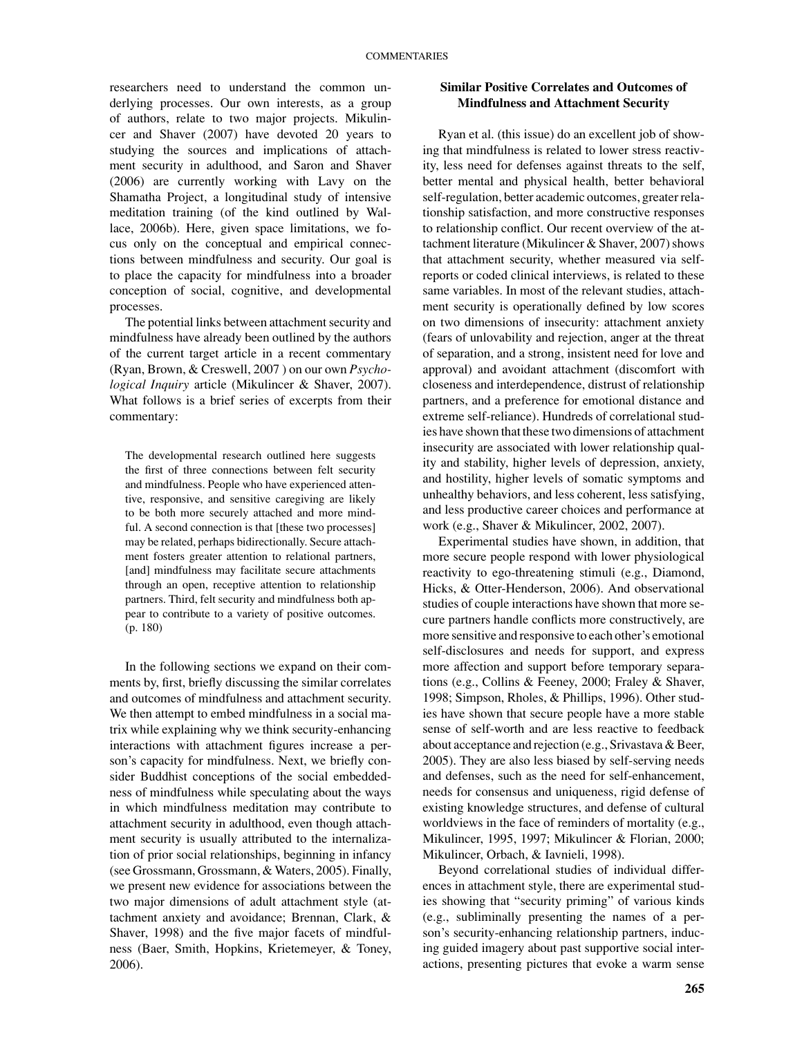researchers need to understand the common underlying processes. Our own interests, as a group of authors, relate to two major projects. Mikulincer and Shaver (2007) have devoted 20 years to studying the sources and implications of attachment security in adulthood, and Saron and Shaver (2006) are currently working with Lavy on the Shamatha Project, a longitudinal study of intensive meditation training (of the kind outlined by Wallace, 2006b). Here, given space limitations, we focus only on the conceptual and empirical connections between mindfulness and security. Our goal is to place the capacity for mindfulness into a broader conception of social, cognitive, and developmental processes.

The potential links between attachment security and mindfulness have already been outlined by the authors of the current target article in a recent commentary (Ryan, Brown, & Creswell, 2007 ) on our own *Psychological Inquiry* article (Mikulincer & Shaver, 2007). What follows is a brief series of excerpts from their commentary:

> The developmental research outlined here suggests the first of three connections between felt security and mindfulness. People who have experienced attentive, responsive, and sensitive caregiving are likely to be both more securely attached and more mindful. A second connection is that [these two processes] may be related, perhaps bidirectionally. Secure attachment fosters greater attention to relational partners, [and] mindfulness may facilitate secure attachments through an open, receptive attention to relationship partners. Third, felt security and mindfulness both appear to contribute to a variety of positive outcomes. (p. 180)

In the following sections we expand on their comments by, first, briefly discussing the similar correlates and outcomes of mindfulness and attachment security. We then attempt to embed mindfulness in a social matrix while explaining why we think security-enhancing interactions with attachment figures increase a person's capacity for mindfulness. Next, we briefly consider Buddhist conceptions of the social embeddedness of mindfulness while speculating about the ways in which mindfulness meditation may contribute to attachment security in adulthood, even though attachment security is usually attributed to the internalization of prior social relationships, beginning in infancy (see Grossmann, Grossmann, & Waters, 2005). Finally, we present new evidence for associations between the two major dimensions of adult attachment style (attachment anxiety and avoidance; Brennan, Clark, & Shaver, 1998) and the five major facets of mindfulness (Baer, Smith, Hopkins, Krietemeyer, & Toney, 2006).

## Similar Positive Correlates and Outcomes of Mindfulness and Attachment Security

Ryan et al. (this issue) do an excellent job of showing that mindfulness is related to lower stress reactivity, less need for defenses against threats to the self, better mental and physical health, better behavioral self-regulation, better academic outcomes, greater relationship satisfaction, and more constructive responses to relationship conflict. Our recent overview of the attachment literature (Mikulincer & Shaver, 2007) shows that attachment security, whether measured via self-reports or coded clinical interviews, is related to these same variables. In most of the relevant studies, attachment security is operationally defined by low scores on two dimensions of insecurity: attachment anxiety (fears of unlovability and rejection, anger at the threat of separation, and a strong, insistent need for love and approval) and avoidant attachment (discomfort with closeness and interdependence, distrust of relationship partners, and a preference for emotional distance and extreme self-reliance). Hundreds of correlational studies have shown that these two dimensions of attachment insecurity are associated with lower relationship quality and stability, higher levels of depression, anxiety, and hostility, higher levels of somatic symptoms and unhealthy behaviors, and less coherent, less satisfying, and less productive career choices and performance at work (e.g., Shaver & Mikulincer, 2002, 2007).

Experimental studies have shown, in addition, that more secure people respond with lower physiological reactivity to ego-threatening stimuli (e.g., Diamond, Hicks, & Otter-Henderson, 2006). And observational studies of couple interactions have shown that more secure partners handle conflicts more constructively, are more sensitive and responsive to each other's emotional self-disclosures and needs for support, and express more affection and support before temporary separations (e.g., Collins & Feeney, 2000; Fraley & Shaver, 1998; Simpson, Rholes, & Phillips, 1996). Other studies have shown that secure people have a more stable sense of self-worth and are less reactive to feedback about acceptance and rejection (e.g., Srivastava & Beer, 2005). They are also less biased by self-serving needs and defenses, such as the need for self-enhancement, needs for consensus and uniqueness, rigid defense of existing knowledge structures, and defense of cultural worldviews in the face of reminders of mortality (e.g., Mikulincer, 1995, 1997; Mikulincer & Florian, 2000; Mikulincer, Orbach, & Iavnieli, 1998).

Beyond correlational studies of individual differences in attachment style, there are experimental studies showing that "security priming" of various kinds (e.g., subliminally presenting the names of a person's security-enhancing relationship partners, inducing guided imagery about past supportive social interactions, presenting pictures that evoke a warm sense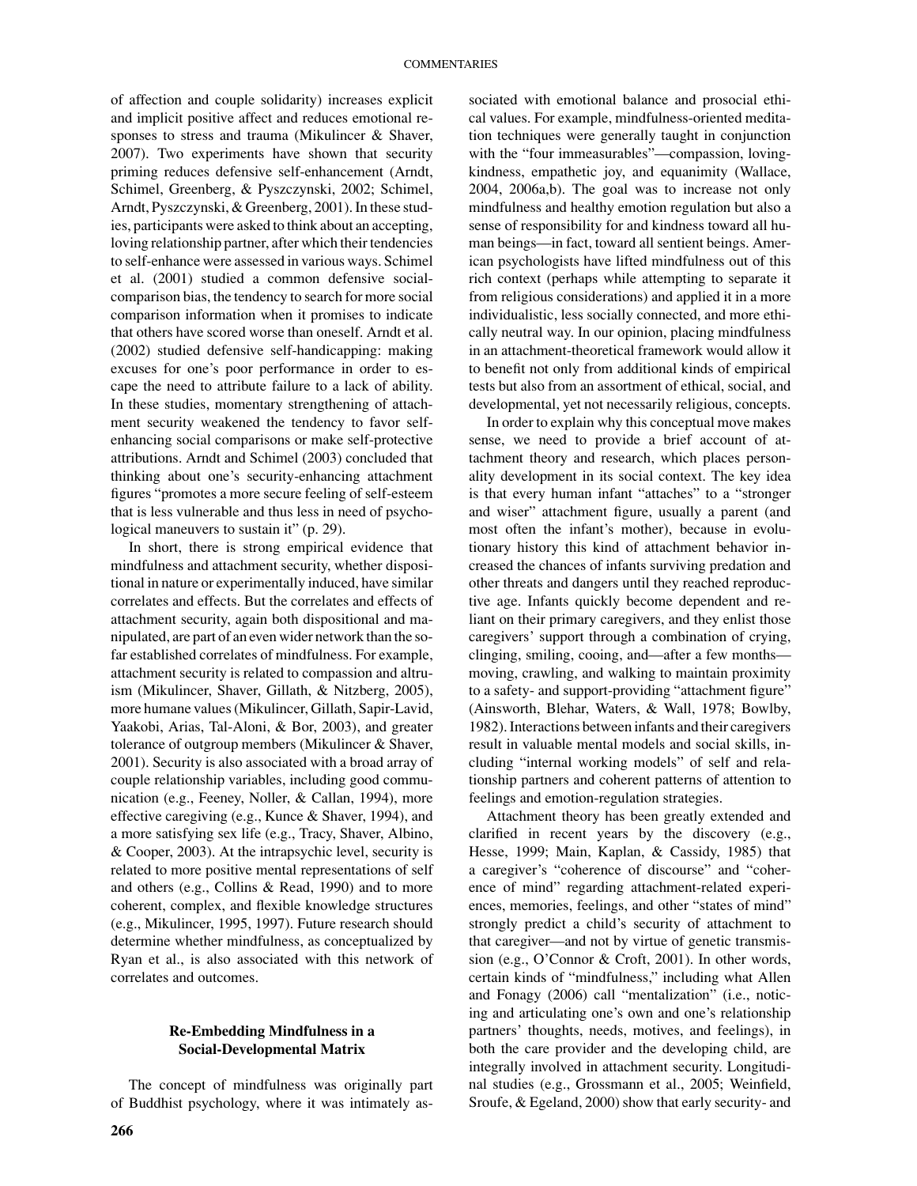of affection and couple solidarity) increases explicit and implicit positive affect and reduces emotional responses to stress and trauma (Mikulincer & Shaver, 2007). Two experiments have shown that security priming reduces defensive self-enhancement (Arndt, Schimel, Greenberg, & Pyszczynski, 2002; Schimel, Arndt, Pyszczynski, & Greenberg, 2001). In these studies, participants were asked to think about an accepting, loving relationship partner, after which their tendencies to self-enhance were assessed in various ways. Schimel et al. (2001) studied a common defensive social-comparison bias, the tendency to search for more social comparison information when it promises to indicate that others have scored worse than oneself. Arndt et al. (2002) studied defensive self-handicapping: making excuses for one's poor performance in order to escape the need to attribute failure to a lack of ability. In these studies, momentary strengthening of attachment security weakened the tendency to favor self-enhancing social comparisons or make self-protective attributions. Arndt and Schimel (2003) concluded that thinking about one's security-enhancing attachment figures "promotes a more secure feeling of self-esteem that is less vulnerable and thus less in need of psychological maneuvers to sustain it" (p. 29).

In short, there is strong empirical evidence that mindfulness and attachment security, whether dispositional in nature or experimentally induced, have similar correlates and effects. But the correlates and effects of attachment security, again both dispositional and manipulated, are part of an even wider network than the so-far established correlates of mindfulness. For example, attachment security is related to compassion and altruism (Mikulincer, Shaver, Gillath, & Nitzberg, 2005), more humane values (Mikulincer, Gillath, Sapir-Lavid, Yaakobi, Arias, Tal-Aloni, & Bor, 2003), and greater tolerance of outgroup members (Mikulincer & Shaver, 2001). Security is also associated with a broad array of couple relationship variables, including good communication (e.g., Feeney, Noller, & Callan, 1994), more effective caregiving (e.g., Kunce & Shaver, 1994), and a more satisfying sex life (e.g., Tracy, Shaver, Albino, & Cooper, 2003). At the intrapsychic level, security is related to more positive mental representations of self and others (e.g., Collins & Read, 1990) and to more coherent, complex, and flexible knowledge structures (e.g., Mikulincer, 1995, 1997). Future research should determine whether mindfulness, as conceptualized by Ryan et al., is also associated with this network of correlates and outcomes.

## Re-Embedding Mindfulness in a Social-Developmental Matrix

The concept of mindfulness was originally part of Buddhist psychology, where it was intimately associated with emotional balance and prosocial ethical values. For example, mindfulness-oriented meditation techniques were generally taught in conjunction with the "four immeasurables"—compassion, loving-kindness, empathetic joy, and equanimity (Wallace, 2004, 2006a,b). The goal was to increase not only mindfulness and healthy emotion regulation but also a sense of responsibility for and kindness toward all human beings—in fact, toward all sentient beings. American psychologists have lifted mindfulness out of this rich context (perhaps while attempting to separate it from religious considerations) and applied it in a more individualistic, less socially connected, and more ethically neutral way. In our opinion, placing mindfulness in an attachment-theoretical framework would allow it to benefit not only from additional kinds of empirical tests but also from an assortment of ethical, social, and developmental, yet not necessarily religious, concepts.

In order to explain why this conceptual move makes sense, we need to provide a brief account of attachment theory and research, which places personality development in its social context. The key idea is that every human infant "attaches" to a "stronger and wiser" attachment figure, usually a parent (and most often the infant's mother), because in evolutionary history this kind of attachment behavior increased the chances of infants surviving predation and other threats and dangers until they reached reproductive age. Infants quickly become dependent and reliant on their primary caregivers, and they enlist those caregivers' support through a combination of crying, clinging, smiling, cooing, and—after a few months—moving, crawling, and walking to maintain proximity to a safety- and support-providing "attachment figure" (Ainsworth, Blehar, Waters, & Wall, 1978; Bowlby, 1982). Interactions between infants and their caregivers result in valuable mental models and social skills, including "internal working models" of self and relationship partners and coherent patterns of attention to feelings and emotion-regulation strategies.

Attachment theory has been greatly extended and clarified in recent years by the discovery (e.g., Hesse, 1999; Main, Kaplan, & Cassidy, 1985) that a caregiver's "coherence of discourse" and "coherence of mind" regarding attachment-related experiences, memories, feelings, and other "states of mind" strongly predict a child's security of attachment to that caregiver—and not by virtue of genetic transmission (e.g., O'Connor & Croft, 2001). In other words, certain kinds of "mindfulness," including what Allen and Fonagy (2006) call "mentalization" (i.e., noticing and articulating one's own and one's relationship partners' thoughts, needs, motives, and feelings), in both the care provider and the developing child, are integrally involved in attachment security. Longitudinal studies (e.g., Grossmann et al., 2005; Weinfield, Sroufe, & Egeland, 2000) show that early security- and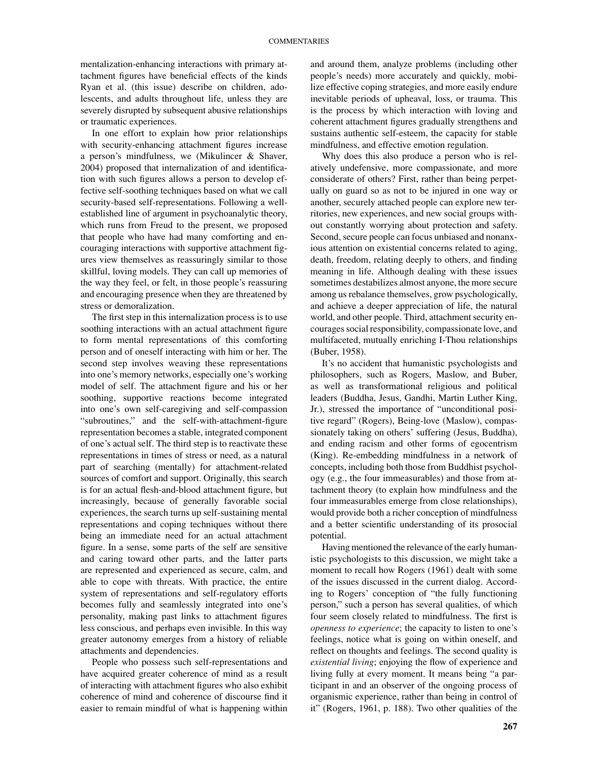mentalization-enhancing interactions with primary attachment figures have beneficial effects of the kinds Ryan et al. (this issue) describe on children, adolescents, and adults throughout life, unless they are severely disrupted by subsequent abusive relationships or traumatic experiences.

In one effort to explain how prior relationships with security-enhancing attachment figures increase a person's mindfulness, we (Mikulincer & Shaver, 2004) proposed that internalization of and identification with such figures allows a person to develop effective self-soothing techniques based on what we call security-based self-representations. Following a well-established line of argument in psychoanalytic theory, which runs from Freud to the present, we proposed that people who have had many comforting and encouraging interactions with supportive attachment figures view themselves as reassuringly similar to those skillful, loving models. They can call up memories of the way they feel, or felt, in those people's reassuring and encouraging presence when they are threatened by stress or demoralization.

The first step in this internalization process is to use soothing interactions with an actual attachment figure to form mental representations of this comforting person and of oneself interacting with him or her. The second step involves weaving these representations into one's memory networks, especially one's working model of self. The attachment figure and his or her soothing, supportive reactions become integrated into one's own self-caregiving and self-compassion "subroutines," and the self-with-attachment-figure representation becomes a stable, integrated component of one's actual self. The third step is to reactivate these representations in times of stress or need, as a natural part of searching (mentally) for attachment-related sources of comfort and support. Originally, this search is for an actual flesh-and-blood attachment figure, but increasingly, because of generally favorable social experiences, the search turns up self-sustaining mental representations and coping techniques without there being an immediate need for an actual attachment figure. In a sense, some parts of the self are sensitive and caring toward other parts, and the latter parts are represented and experienced as secure, calm, and able to cope with threats. With practice, the entire system of representations and self-regulatory efforts becomes fully and seamlessly integrated into one's personality, making past links to attachment figures less conscious, and perhaps even invisible. In this way greater autonomy emerges from a history of reliable attachments and dependencies.

People who possess such self-representations and have acquired greater coherence of mind as a result of interacting with attachment figures who also exhibit coherence of mind and coherence of discourse find it easier to remain mindful of what is happening within and around them, analyze problems (including other people's needs) more accurately and quickly, mobilize effective coping strategies, and more easily endure inevitable periods of upheaval, loss, or trauma. This is the process by which interaction with loving and coherent attachment figures gradually strengthens and sustains authentic self-esteem, the capacity for stable mindfulness, and effective emotion regulation.

Why does this also produce a person who is relatively undefensive, more compassionate, and more considerate of others? First, rather than being perpetually on guard so as not to be injured in one way or another, securely attached people can explore new territories, new experiences, and new social groups without constantly worrying about protection and safety. Second, secure people can focus unbiased and nonanxious attention on existential concerns related to aging, death, freedom, relating deeply to others, and finding meaning in life. Although dealing with these issues sometimes destabilizes almost anyone, the more secure among us rebalance themselves, grow psychologically, and achieve a deeper appreciation of life, the natural world, and other people. Third, attachment security encourages social responsibility, compassionate love, and multifaceted, mutually enriching I-Thou relationships (Buber, 1958).

It's no accident that humanistic psychologists and philosophers, such as Rogers, Maslow, and Buber, as well as transformational religious and political leaders (Buddha, Jesus, Gandhi, Martin Luther King, Jr.), stressed the importance of "unconditional positive regard" (Rogers), Being-love (Maslow), compassionately taking on others' suffering (Jesus, Buddha), and ending racism and other forms of egocentrism (King). Re-embedding mindfulness in a network of concepts, including both those from Buddhist psychology (e.g., the four immeasurables) and those from attachment theory (to explain how mindfulness and the four immeasurables emerge from close relationships), would provide both a richer conception of mindfulness and a better scientific understanding of its prosocial potential.

Having mentioned the relevance of the early humanistic psychologists to this discussion, we might take a moment to recall how Rogers (1961) dealt with some of the issues discussed in the current dialog. According to Rogers' conception of "the fully functioning person," such a person has several qualities, of which four seem closely related to mindfulness. The first is *openness to experience*; the capacity to listen to one's feelings, notice what is going on within oneself, and reflect on thoughts and feelings. The second quality is *existential living*; enjoying the flow of experience and living fully at every moment. It means being "a participant in and an observer of the ongoing process of organismic experience, rather than being in control of it" (Rogers, 1961, p. 188). Two other qualities of the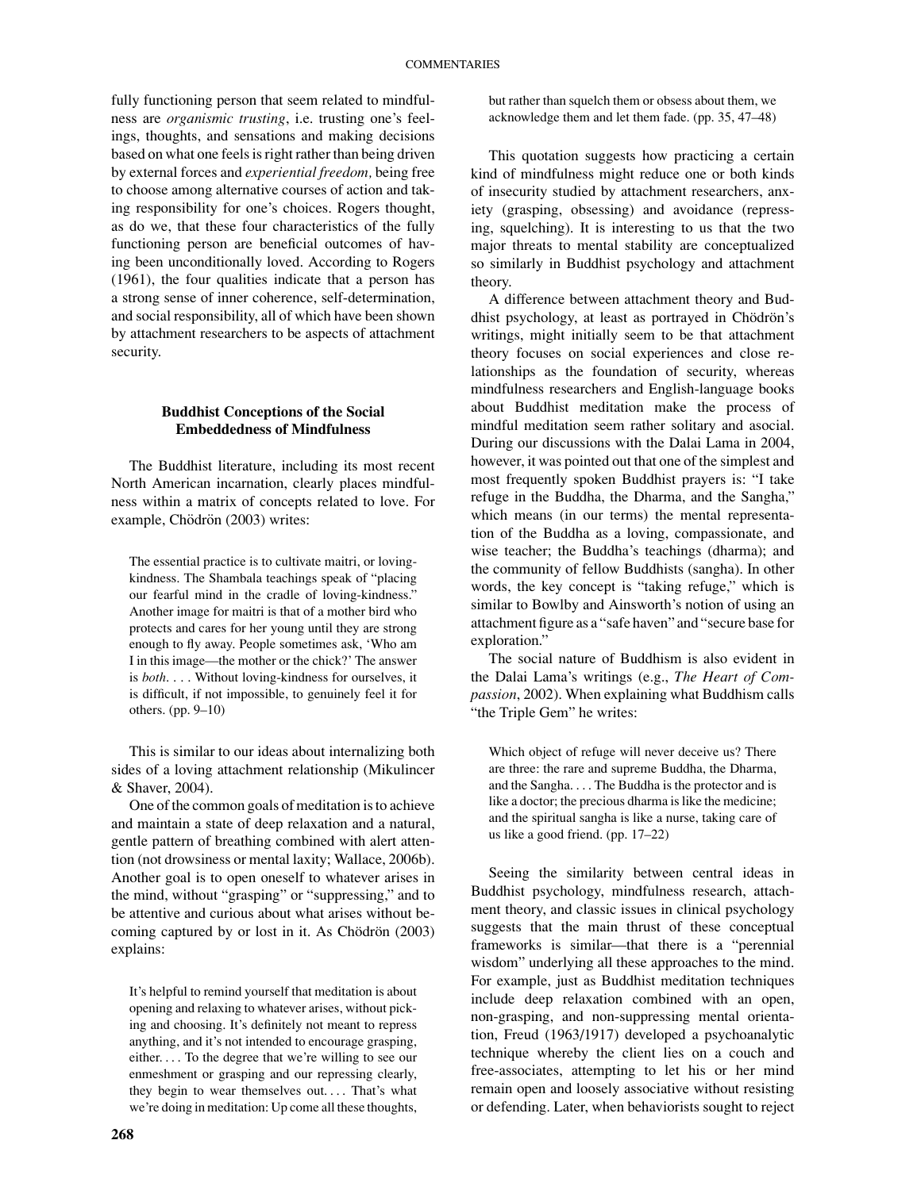fully functioning person that seem related to mindfulness are *organismic trusting*, i.e. trusting one's feelings, thoughts, and sensations and making decisions based on what one feels is right rather than being driven by external forces and *experiential freedom,* being free to choose among alternative courses of action and taking responsibility for one's choices. Rogers thought, as do we, that these four characteristics of the fully functioning person are beneficial outcomes of having been unconditionally loved. According to Rogers (1961), the four qualities indicate that a person has a strong sense of inner coherence, self-determination, and social responsibility, all of which have been shown by attachment researchers to be aspects of attachment security.

### Buddhist Conceptions of the Social Embeddedness of Mindfulness

The Buddhist literature, including its most recent North American incarnation, clearly places mindfulness within a matrix of concepts related to love. For example, Chödrön (2003) writes:

> The essential practice is to cultivate maitri, or loving-kindness. The Shambala teachings speak of "placing our fearful mind in the cradle of loving-kindness." Another image for maitri is that of a mother bird who protects and cares for her young until they are strong enough to fly away. People sometimes ask, 'Who am I in this image—the mother or the chick?' The answer is *both*. . . . Without loving-kindness for ourselves, it is difficult, if not impossible, to genuinely feel it for others. (pp. 9–10)

This is similar to our ideas about internalizing both sides of a loving attachment relationship (Mikulincer & Shaver, 2004).

One of the common goals of meditation is to achieve and maintain a state of deep relaxation and a natural, gentle pattern of breathing combined with alert attention (not drowsiness or mental laxity; Wallace, 2006b). Another goal is to open oneself to whatever arises in the mind, without "grasping" or "suppressing," and to be attentive and curious about what arises without becoming captured by or lost in it. As Chödrön (2003) explains:

> It's helpful to remind yourself that meditation is about opening and relaxing to whatever arises, without picking and choosing. It's definitely not meant to repress anything, and it's not intended to encourage grasping, either. . . . To the degree that we're willing to see our enmeshment or grasping and our repressing clearly, they begin to wear themselves out. . . . That's what we're doing in meditation: Up come all these thoughts, but rather than squelch them or obsess about them, we acknowledge them and let them fade. (pp. 35, 47–48)

This quotation suggests how practicing a certain kind of mindfulness might reduce one or both kinds of insecurity studied by attachment researchers, anxiety (grasping, obsessing) and avoidance (repressing, squelching). It is interesting to us that the two major threats to mental stability are conceptualized so similarly in Buddhist psychology and attachment theory.

A difference between attachment theory and Buddhist psychology, at least as portrayed in Chödrön's writings, might initially seem to be that attachment theory focuses on social experiences and close relationships as the foundation of security, whereas mindfulness researchers and English-language books about Buddhist meditation make the process of mindful meditation seem rather solitary and asocial. During our discussions with the Dalai Lama in 2004, however, it was pointed out that one of the simplest and most frequently spoken Buddhist prayers is: "I take refuge in the Buddha, the Dharma, and the Sangha," which means (in our terms) the mental representation of the Buddha as a loving, compassionate, and wise teacher; the Buddha's teachings (dharma); and the community of fellow Buddhists (sangha). In other words, the key concept is "taking refuge," which is similar to Bowlby and Ainsworth's notion of using an attachment figure as a "safe haven" and "secure base for exploration."

The social nature of Buddhism is also evident in the Dalai Lama's writings (e.g., *The Heart of Compassion*, 2002). When explaining what Buddhism calls "the Triple Gem" he writes:

> Which object of refuge will never deceive us? There are three: the rare and supreme Buddha, the Dharma, and the Sangha. . . . The Buddha is the protector and is like a doctor; the precious dharma is like the medicine; and the spiritual sangha is like a nurse, taking care of us like a good friend. (pp. 17–22)

Seeing the similarity between central ideas in Buddhist psychology, mindfulness research, attachment theory, and classic issues in clinical psychology suggests that the main thrust of these conceptual frameworks is similar—that there is a "perennial wisdom" underlying all these approaches to the mind. For example, just as Buddhist meditation techniques include deep relaxation combined with an open, non-grasping, and non-suppressing mental orientation, Freud (1963/1917) developed a psychoanalytic technique whereby the client lies on a couch and free-associates, attempting to let his or her mind remain open and loosely associative without resisting or defending. Later, when behaviorists sought to reject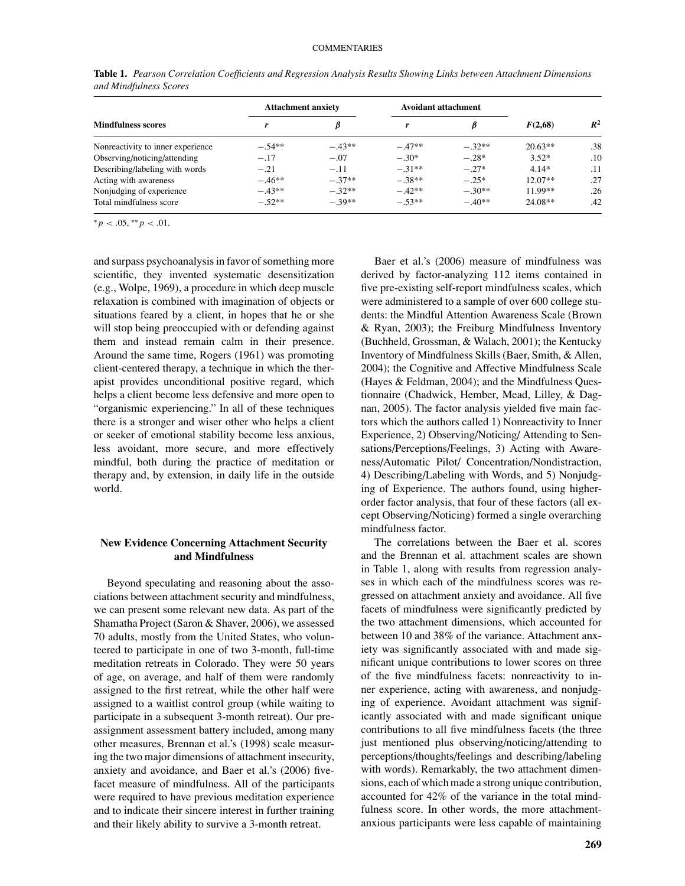**Table 1.** *Pearson Correlation Coefficients and Regression Analysis Results Showing Links between Attachment Dimensions and Mindfulness Scores*

| Mindfulness scores | Attachment anxiety | | Avoidant attachment | | | |
|---|---|---|---|---|---|---|
| | $r$ | $\beta$ | $r$ | $\beta$ | $F(2,68)$ | $R^2$ |
| Nonreactivity to inner experience | −.54** | −.43** | −.47** | −.32** | 20.63** | .38 |
| Observing/noticing/attending | −.17 | −.07 | −.30* | −.28* | 3.52* | .10 |
| Describing/labeling with words | −.21 | −.11 | −.31** | −.27* | 4.14* | .11 |
| Acting with awareness | −.46** | −.37** | −.38** | −.25* | 12.07** | .27 |
| Nonjudging of experience | −.43** | −.32** | −.42** | −.30** | 11.99** | .26 |
| Total mindfulness score | −.52** | −.39** | −.53** | −.40** | 24.08** | .42 |

$^*p < .05$, $^{**}p < .01$.

and surpass psychoanalysis in favor of something more scientific, they invented systematic desensitization (e.g., Wolpe, 1969), a procedure in which deep muscle relaxation is combined with imagination of objects or situations feared by a client, in hopes that he or she will stop being preoccupied with or defending against them and instead remain calm in their presence. Around the same time, Rogers (1961) was promoting client-centered therapy, a technique in which the therapist provides unconditional positive regard, which helps a client become less defensive and more open to "organismic experiencing." In all of these techniques there is a stronger and wiser other who helps a client or seeker of emotional stability become less anxious, less avoidant, more secure, and more effectively mindful, both during the practice of meditation or therapy and, by extension, in daily life in the outside world.

## New Evidence Concerning Attachment Security and Mindfulness

Beyond speculating and reasoning about the associations between attachment security and mindfulness, we can present some relevant new data. As part of the Shamatha Project (Saron & Shaver, 2006), we assessed 70 adults, mostly from the United States, who volunteered to participate in one of two 3-month, full-time meditation retreats in Colorado. They were 50 years of age, on average, and half of them were randomly assigned to the first retreat, while the other half were assigned to a waitlist control group (while waiting to participate in a subsequent 3-month retreat). Our pre-assignment assessment battery included, among many other measures, Brennan et al.'s (1998) scale measuring the two major dimensions of attachment insecurity, anxiety and avoidance, and Baer et al.'s (2006) five-facet measure of mindfulness. All of the participants were required to have previous meditation experience and to indicate their sincere interest in further training and their likely ability to survive a 3-month retreat.

Baer et al.'s (2006) measure of mindfulness was derived by factor-analyzing 112 items contained in five pre-existing self-report mindfulness scales, which were administered to a sample of over 600 college students: the Mindful Attention Awareness Scale (Brown & Ryan, 2003); the Freiburg Mindfulness Inventory (Buchheld, Grossman, & Walach, 2001); the Kentucky Inventory of Mindfulness Skills (Baer, Smith, & Allen, 2004); the Cognitive and Affective Mindfulness Scale (Hayes & Feldman, 2004); and the Mindfulness Questionnaire (Chadwick, Hember, Mead, Lilley, & Dagnan, 2005). The factor analysis yielded five main factors which the authors called 1) Nonreactivity to Inner Experience, 2) Observing/Noticing/ Attending to Sensations/Perceptions/Feelings, 3) Acting with Awareness/Automatic Pilot/ Concentration/Nondistraction, 4) Describing/Labeling with Words, and 5) Nonjudging of Experience. The authors found, using higher-order factor analysis, that four of these factors (all except Observing/Noticing) formed a single overarching mindfulness factor.

The correlations between the Baer et al. scores and the Brennan et al. attachment scales are shown in Table 1, along with results from regression analyses in which each of the mindfulness scores was regressed on attachment anxiety and avoidance. All five facets of mindfulness were significantly predicted by the two attachment dimensions, which accounted for between 10 and 38% of the variance. Attachment anxiety was significantly associated with and made significant unique contributions to lower scores on three of the five mindfulness facets: nonreactivity to inner experience, acting with awareness, and nonjudging of experience. Avoidant attachment was significantly associated with and made significant unique contributions to all five mindfulness facets (the three just mentioned plus observing/noticing/attending to perceptions/thoughts/feelings and describing/labeling with words). Remarkably, the two attachment dimensions, each of which made a strong unique contribution, accounted for 42% of the variance in the total mindfulness score. In other words, the more attachment-anxious participants were less capable of maintaining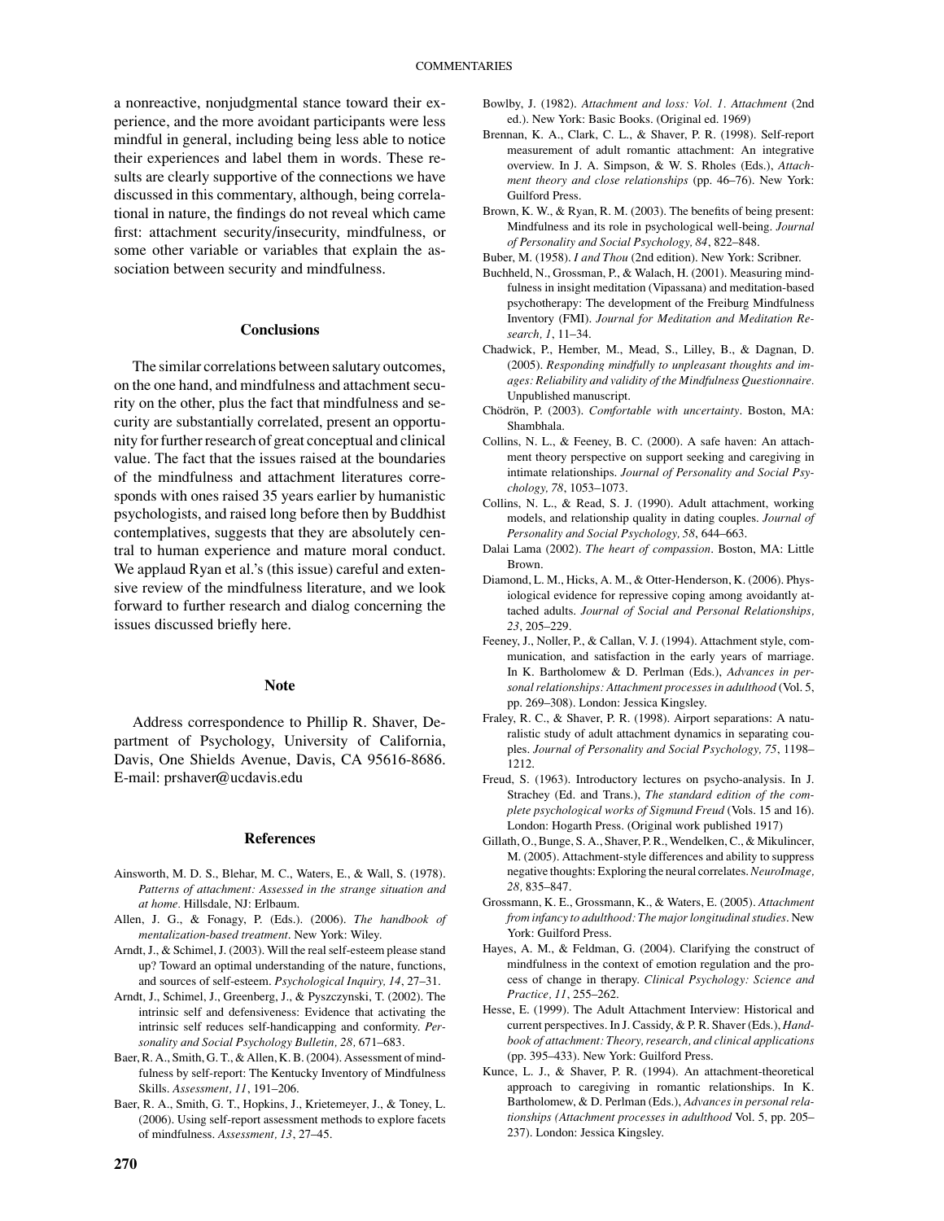a nonreactive, nonjudgmental stance toward their experience, and the more avoidant participants were less mindful in general, including being less able to notice their experiences and label them in words. These results are clearly supportive of the connections we have discussed in this commentary, although, being correlational in nature, the findings do not reveal which came first: attachment security/insecurity, mindfulness, or some other variable or variables that explain the association between security and mindfulness.

## Conclusions

The similar correlations between salutary outcomes, on the one hand, and mindfulness and attachment security on the other, plus the fact that mindfulness and security are substantially correlated, present an opportunity for further research of great conceptual and clinical value. The fact that the issues raised at the boundaries of the mindfulness and attachment literatures corresponds with ones raised 35 years earlier by humanistic psychologists, and raised long before then by Buddhist contemplatives, suggests that they are absolutely central to human experience and mature moral conduct. We applaud Ryan et al.'s (this issue) careful and extensive review of the mindfulness literature, and we look forward to further research and dialog concerning the issues discussed briefly here.

## Note

Address correspondence to Phillip R. Shaver, Department of Psychology, University of California, Davis, One Shields Avenue, Davis, CA 95616-8686. E-mail: prshaver@ucdavis.edu

## References

Ainsworth, M. D. S., Blehar, M. C., Waters, E., & Wall, S. (1978). *Patterns of attachment: Assessed in the strange situation and at home*. Hillsdale, NJ: Erlbaum.

Allen, J. G., & Fonagy, P. (Eds.). (2006). *The handbook of mentalization-based treatment*. New York: Wiley.

Arndt, J., & Schimel, J. (2003). Will the real self-esteem please stand up? Toward an optimal understanding of the nature, functions, and sources of self-esteem. *Psychological Inquiry, 14*, 27–31.

Arndt, J., Schimel, J., Greenberg, J., & Pyszczynski, T. (2002). The intrinsic self and defensiveness: Evidence that activating the intrinsic self reduces self-handicapping and conformity. *Personality and Social Psychology Bulletin, 28,* 671–683.

Baer, R. A., Smith, G. T., & Allen, K. B. (2004). Assessment of mindfulness by self-report: The Kentucky Inventory of Mindfulness Skills. *Assessment, 11*, 191–206.

Baer, R. A., Smith, G. T., Hopkins, J., Krietemeyer, J., & Toney, L. (2006). Using self-report assessment methods to explore facets of mindfulness. *Assessment, 13*, 27–45.

Bowlby, J. (1982). *Attachment and loss: Vol. 1. Attachment* (2nd ed.). New York: Basic Books. (Original ed. 1969)

Brennan, K. A., Clark, C. L., & Shaver, P. R. (1998). Self-report measurement of adult romantic attachment: An integrative overview. In J. A. Simpson, & W. S. Rholes (Eds.), *Attachment theory and close relationships* (pp. 46–76). New York: Guilford Press.

Brown, K. W., & Ryan, R. M. (2003). The benefits of being present: Mindfulness and its role in psychological well-being. *Journal of Personality and Social Psychology, 84*, 822–848.

Buber, M. (1958). *I and Thou* (2nd edition). New York: Scribner.

Buchheld, N., Grossman, P., & Walach, H. (2001). Measuring mindfulness in insight meditation (Vipassana) and meditation-based psychotherapy: The development of the Freiburg Mindfulness Inventory (FMI). *Journal for Meditation and Meditation Research, 1*, 11–34.

Chadwick, P., Hember, M., Mead, S., Lilley, B., & Dagnan, D. (2005). *Responding mindfully to unpleasant thoughts and images: Reliability and validity of the Mindfulness Questionnaire.* Unpublished manuscript.

Chödrön, P. (2003). *Comfortable with uncertainty*. Boston, MA: Shambhala.

Collins, N. L., & Feeney, B. C. (2000). A safe haven: An attachment theory perspective on support seeking and caregiving in intimate relationships. *Journal of Personality and Social Psychology, 78*, 1053–1073.

Collins, N. L., & Read, S. J. (1990). Adult attachment, working models, and relationship quality in dating couples. *Journal of Personality and Social Psychology, 58*, 644–663.

Dalai Lama (2002). *The heart of compassion*. Boston, MA: Little Brown.

Diamond, L. M., Hicks, A. M., & Otter-Henderson, K. (2006). Physiological evidence for repressive coping among avoidantly attached adults. *Journal of Social and Personal Relationships, 23*, 205–229.

Feeney, J., Noller, P., & Callan, V. J. (1994). Attachment style, communication, and satisfaction in the early years of marriage. In K. Bartholomew & D. Perlman (Eds.), *Advances in personal relationships: Attachment processes in adulthood* (Vol. 5, pp. 269–308). London: Jessica Kingsley.

Fraley, R. C., & Shaver, P. R. (1998). Airport separations: A naturalistic study of adult attachment dynamics in separating couples. *Journal of Personality and Social Psychology, 75*, 1198–1212.

Freud, S. (1963). Introductory lectures on psycho-analysis. In J. Strachey (Ed. and Trans.), *The standard edition of the complete psychological works of Sigmund Freud* (Vols. 15 and 16). London: Hogarth Press. (Original work published 1917)

Gillath, O., Bunge, S. A., Shaver, P. R., Wendelken, C., & Mikulincer, M. (2005). Attachment-style differences and ability to suppress negative thoughts: Exploring the neural correlates. *NeuroImage, 28,* 835–847.

Grossmann, K. E., Grossmann, K., & Waters, E. (2005). *Attachment from infancy to adulthood: The major longitudinal studies*. New York: Guilford Press.

Hayes, A. M., & Feldman, G. (2004). Clarifying the construct of mindfulness in the context of emotion regulation and the process of change in therapy. *Clinical Psychology: Science and Practice, 11*, 255–262.

Hesse, E. (1999). The Adult Attachment Interview: Historical and current perspectives. In J. Cassidy, & P. R. Shaver (Eds.), *Handbook of attachment: Theory, research, and clinical applications* (pp. 395–433). New York: Guilford Press.

Kunce, L. J., & Shaver, P. R. (1994). An attachment-theoretical approach to caregiving in romantic relationships. In K. Bartholomew, & D. Perlman (Eds.), *Advances in personal relationships (Attachment processes in adulthood* Vol. 5, pp. 205–237). London: Jessica Kingsley.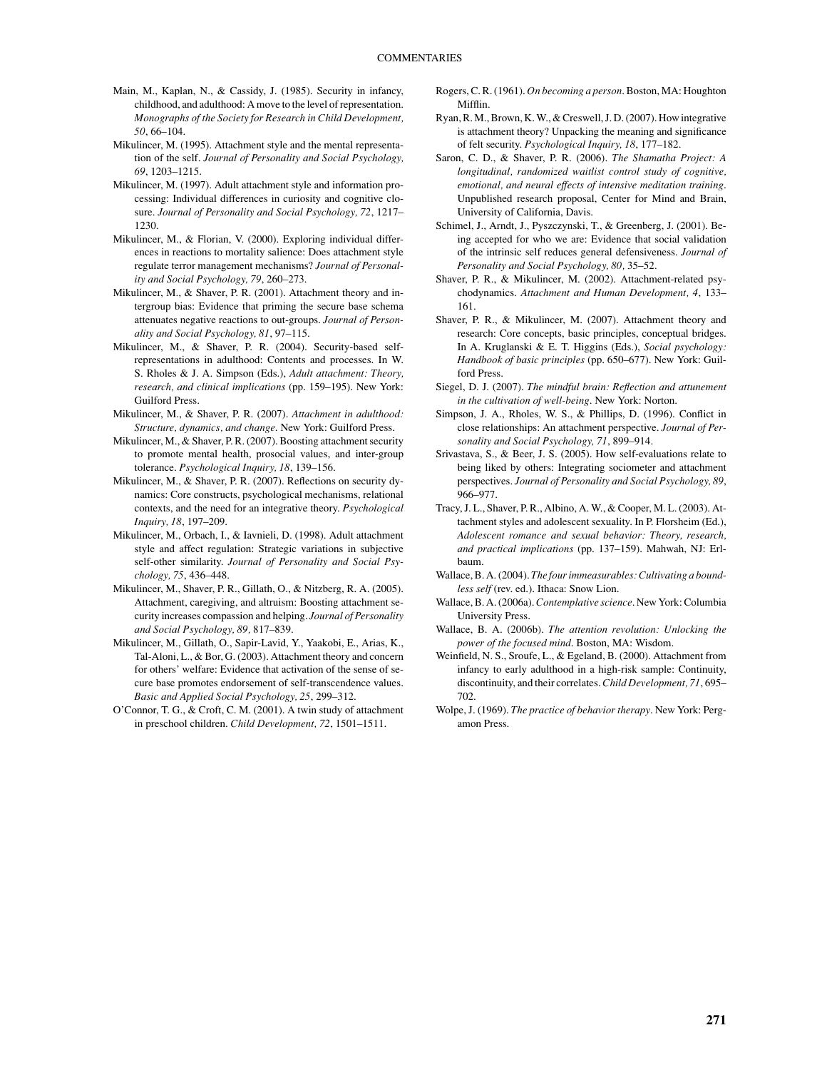Main, M., Kaplan, N., & Cassidy, J. (1985). Security in infancy, childhood, and adulthood: A move to the level of representation. *Monographs of the Society for Research in Child Development, 50*, 66–104.

Mikulincer, M. (1995). Attachment style and the mental representation of the self. *Journal of Personality and Social Psychology, 69*, 1203–1215.

Mikulincer, M. (1997). Adult attachment style and information processing: Individual differences in curiosity and cognitive closure. *Journal of Personality and Social Psychology, 72*, 1217–1230.

Mikulincer, M., & Florian, V. (2000). Exploring individual differences in reactions to mortality salience: Does attachment style regulate terror management mechanisms? *Journal of Personality and Social Psychology, 79*, 260–273.

Mikulincer, M., & Shaver, P. R. (2001). Attachment theory and intergroup bias: Evidence that priming the secure base schema attenuates negative reactions to out-groups. *Journal of Personality and Social Psychology, 81*, 97–115.

Mikulincer, M., & Shaver, P. R. (2004). Security-based self-representations in adulthood: Contents and processes. In W. S. Rholes & J. A. Simpson (Eds.), *Adult attachment: Theory, research, and clinical implications* (pp. 159–195). New York: Guilford Press.

Mikulincer, M., & Shaver, P. R. (2007). *Attachment in adulthood: Structure, dynamics, and change*. New York: Guilford Press.

Mikulincer, M., & Shaver, P. R. (2007). Boosting attachment security to promote mental health, prosocial values, and inter-group tolerance. *Psychological Inquiry, 18*, 139–156.

Mikulincer, M., & Shaver, P. R. (2007). Reflections on security dynamics: Core constructs, psychological mechanisms, relational contexts, and the need for an integrative theory. *Psychological Inquiry, 18*, 197–209.

Mikulincer, M., Orbach, I., & Iavnieli, D. (1998). Adult attachment style and affect regulation: Strategic variations in subjective self-other similarity. *Journal of Personality and Social Psychology, 75*, 436–448.

Mikulincer, M., Shaver, P. R., Gillath, O., & Nitzberg, R. A. (2005). Attachment, caregiving, and altruism: Boosting attachment security increases compassion and helping. *Journal of Personality and Social Psychology, 89,* 817–839.

Mikulincer, M., Gillath, O., Sapir-Lavid, Y., Yaakobi, E., Arias, K., Tal-Aloni, L., & Bor, G. (2003). Attachment theory and concern for others' welfare: Evidence that activation of the sense of secure base promotes endorsement of self-transcendence values. *Basic and Applied Social Psychology, 25*, 299–312.

O'Connor, T. G., & Croft, C. M. (2001). A twin study of attachment in preschool children. *Child Development, 72*, 1501–1511.

Rogers, C. R. (1961). *On becoming a person*. Boston, MA: Houghton Mifflin.

Ryan, R. M., Brown, K. W., & Creswell, J. D. (2007). How integrative is attachment theory? Unpacking the meaning and significance of felt security. *Psychological Inquiry, 18*, 177–182.

Saron, C. D., & Shaver, P. R. (2006). *The Shamatha Project: A longitudinal, randomized waitlist control study of cognitive, emotional, and neural effects of intensive meditation training*. Unpublished research proposal, Center for Mind and Brain, University of California, Davis.

Schimel, J., Arndt, J., Pyszczynski, T., & Greenberg, J. (2001). Being accepted for who we are: Evidence that social validation of the intrinsic self reduces general defensiveness. *Journal of Personality and Social Psychology, 80,* 35–52.

Shaver, P. R., & Mikulincer, M. (2002). Attachment-related psychodynamics. *Attachment and Human Development, 4*, 133–161.

Shaver, P. R., & Mikulincer, M. (2007). Attachment theory and research: Core concepts, basic principles, conceptual bridges. In A. Kruglanski & E. T. Higgins (Eds.), *Social psychology: Handbook of basic principles* (pp. 650–677). New York: Guilford Press.

Siegel, D. J. (2007). *The mindful brain: Reflection and attunement in the cultivation of well-being*. New York: Norton.

Simpson, J. A., Rholes, W. S., & Phillips, D. (1996). Conflict in close relationships: An attachment perspective. *Journal of Personality and Social Psychology, 71*, 899–914.

Srivastava, S., & Beer, J. S. (2005). How self-evaluations relate to being liked by others: Integrating sociometer and attachment perspectives. *Journal of Personality and Social Psychology, 89*, 966–977.

Tracy, J. L., Shaver, P. R., Albino, A. W., & Cooper, M. L. (2003). Attachment styles and adolescent sexuality. In P. Florsheim (Ed.), *Adolescent romance and sexual behavior: Theory, research, and practical implications* (pp. 137–159). Mahwah, NJ: Erlbaum.

Wallace, B. A. (2004). *The four immeasurables: Cultivating a boundless self* (rev. ed.). Ithaca: Snow Lion.

Wallace, B. A. (2006a). *Contemplative science*. New York: Columbia University Press.

Wallace, B. A. (2006b). *The attention revolution: Unlocking the power of the focused mind*. Boston, MA: Wisdom.

Weinfield, N. S., Sroufe, L., & Egeland, B. (2000). Attachment from infancy to early adulthood in a high-risk sample: Continuity, discontinuity, and their correlates. *Child Development, 71*, 695–702.

Wolpe, J. (1969). *The practice of behavior therapy*. New York: Pergamon Press.